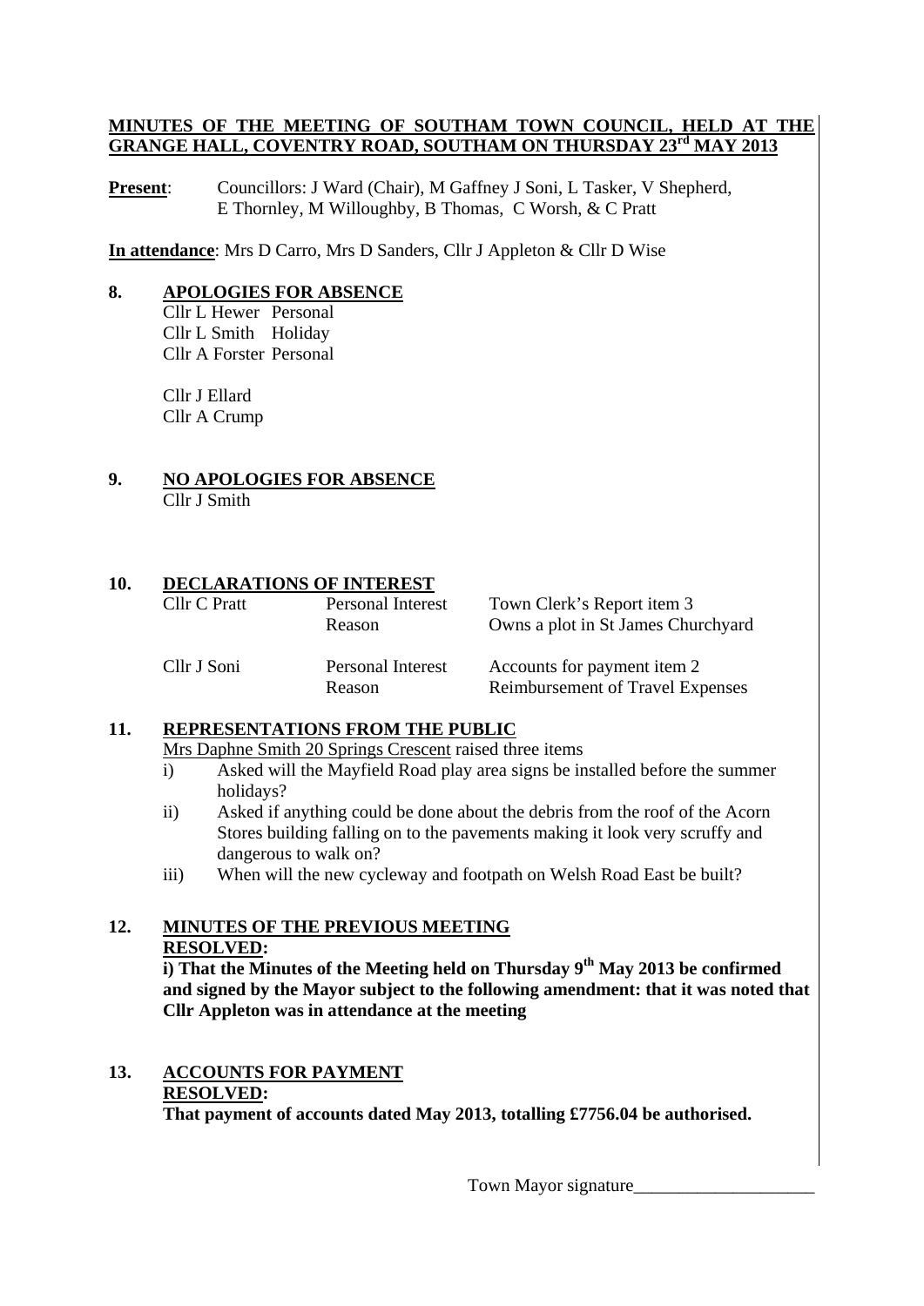**MINUTES OF THE MEETING OF SOUTHAM TOWN COUNCIL, HELD AT THE GRANGE HALL, COVENTRY ROAD, SOUTHAM ON THURSDAY 23rd MAY 2013**

**Present**: Councillors: J Ward (Chair), M Gaffney J Soni, L Tasker, V Shepherd, E Thornley, M Willoughby, B Thomas, C Worsh, & C Pratt

**In attendance**: Mrs D Carro, Mrs D Sanders, Cllr J Appleton & Cllr D Wise

**8. APOLOGIES FOR ABSENCE**

Cllr L Hewer Personal
Cllr L Smith Holiday
Cllr A Forster Personal

Cllr J Ellard
Cllr A Crump

**9. NO APOLOGIES FOR ABSENCE**

Cllr J Smith

**10. DECLARATIONS OF INTEREST**

| | | |
|---|---|---|
| Cllr C Pratt | Personal Interest | Town Clerk's Report item 3 |
| | Reason | Owns a plot in St James Churchyard |
| Cllr J Soni | Personal Interest | Accounts for payment item 2 |
| | Reason | Reimbursement of Travel Expenses |

**11. REPRESENTATIONS FROM THE PUBLIC**

Mrs Daphne Smith 20 Springs Crescent raised three items

i) Asked will the Mayfield Road play area signs be installed before the summer holidays?

ii) Asked if anything could be done about the debris from the roof of the Acorn Stores building falling on to the pavements making it look very scruffy and dangerous to walk on?

iii) When will the new cycleway and footpath on Welsh Road East be built?

**12. MINUTES OF THE PREVIOUS MEETING**

**RESOLVED:**

**i) That the Minutes of the Meeting held on Thursday 9th May 2013 be confirmed and signed by the Mayor subject to the following amendment: that it was noted that Cllr Appleton was in attendance at the meeting**

**13. ACCOUNTS FOR PAYMENT**

**RESOLVED:**

**That payment of accounts dated May 2013, totalling £7756.04 be authorised.**

Town Mayor signature____________________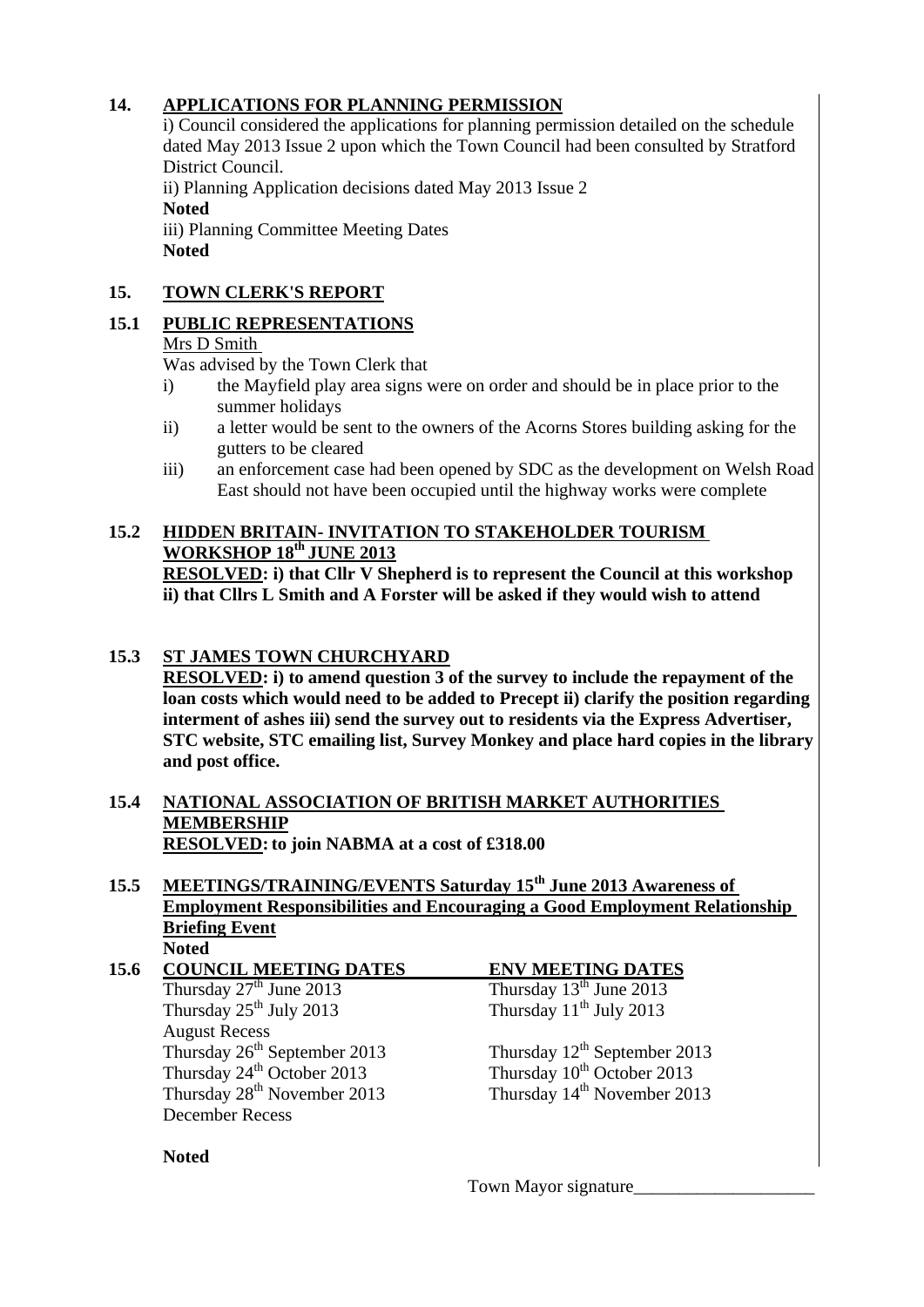## 14. APPLICATIONS FOR PLANNING PERMISSION

i) Council considered the applications for planning permission detailed on the schedule dated May 2013 Issue 2 upon which the Town Council had been consulted by Stratford District Council.

ii) Planning Application decisions dated May 2013 Issue 2
**Noted**

iii) Planning Committee Meeting Dates
**Noted**

## 15. TOWN CLERK'S REPORT

### 15.1 PUBLIC REPRESENTATIONS

Mrs D Smith

Was advised by the Town Clerk that

i) the Mayfield play area signs were on order and should be in place prior to the summer holidays
ii) a letter would be sent to the owners of the Acorns Stores building asking for the gutters to be cleared
iii) an enforcement case had been opened by SDC as the development on Welsh Road East should not have been occupied until the highway works were complete

### 15.2 HIDDEN BRITAIN- INVITATION TO STAKEHOLDER TOURISM WORKSHOP 18th JUNE 2013

**RESOLVED: i) that Cllr V Shepherd is to represent the Council at this workshop ii) that Cllrs L Smith and A Forster will be asked if they would wish to attend**

### 15.3 ST JAMES TOWN CHURCHYARD

**RESOLVED: i) to amend question 3 of the survey to include the repayment of the loan costs which would need to be added to Precept ii) clarify the position regarding interment of ashes iii) send the survey out to residents via the Express Advertiser, STC website, STC emailing list, Survey Monkey and place hard copies in the library and post office.**

### 15.4 NATIONAL ASSOCIATION OF BRITISH MARKET AUTHORITIES MEMBERSHIP

**RESOLVED: to join NABMA at a cost of £318.00**

### 15.5 MEETINGS/TRAINING/EVENTS Saturday 15th June 2013 Awareness of Employment Responsibilities and Encouraging a Good Employment Relationship Briefing Event

**Noted**

### 15.6 COUNCIL MEETING DATES

| COUNCIL MEETING DATES | ENV MEETING DATES |
|---|---|
| Thursday 27th June 2013 | Thursday 13th June 2013 |
| Thursday 25th July 2013 | Thursday 11th July 2013 |
| August Recess | |
| Thursday 26th September 2013 | Thursday 12th September 2013 |
| Thursday 24th October 2013 | Thursday 10th October 2013 |
| Thursday 28th November 2013 | Thursday 14th November 2013 |
| December Recess | |

**Noted**

Town Mayor signature____________________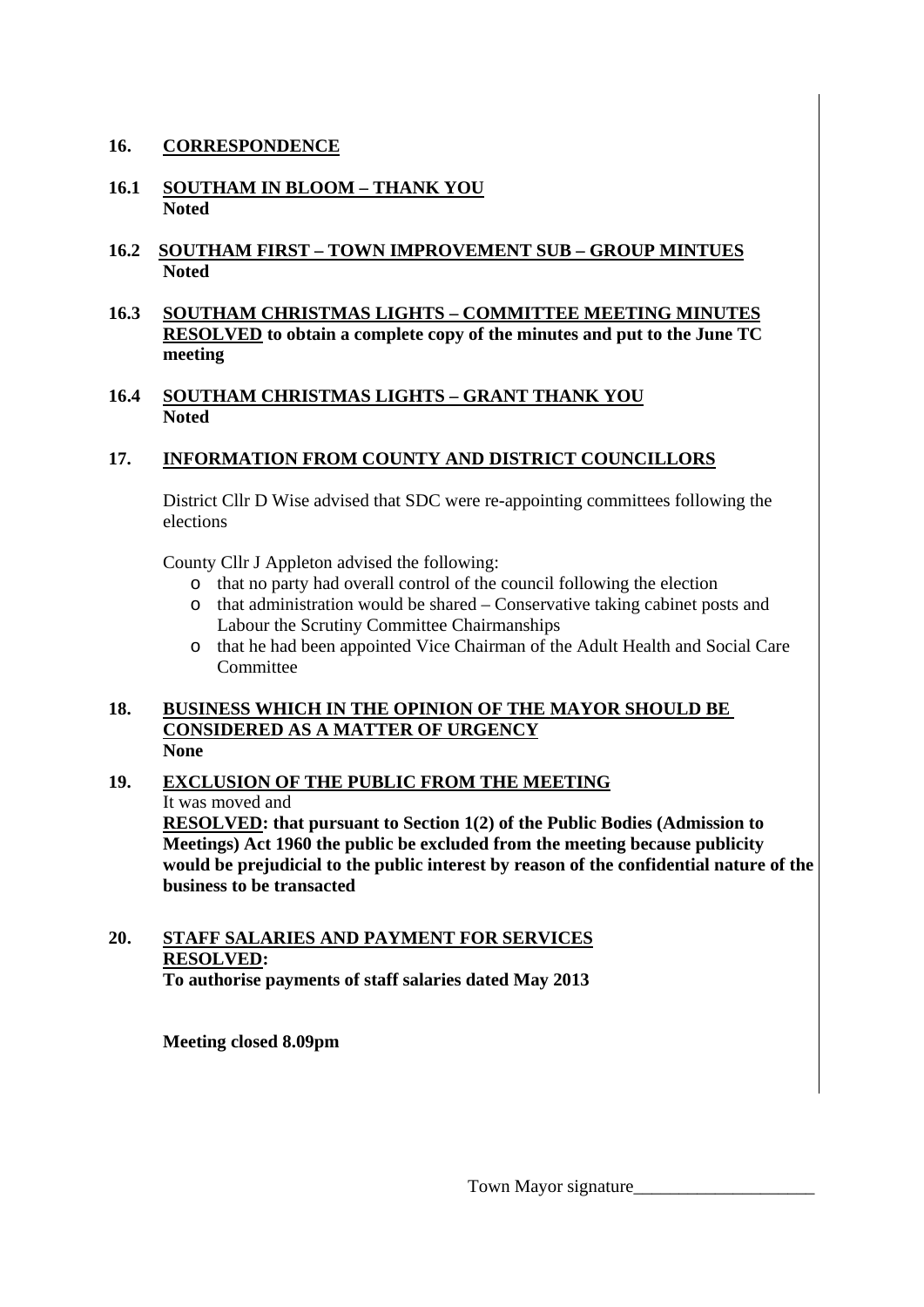## 16. CORRESPONDENCE

### 16.1 SOUTHAM IN BLOOM – THANK YOU
**Noted**

### 16.2 SOUTHAM FIRST – TOWN IMPROVEMENT SUB – GROUP MINTUES
**Noted**

### 16.3 SOUTHAM CHRISTMAS LIGHTS – COMMITTEE MEETING MINUTES
**RESOLVED to obtain a complete copy of the minutes and put to the June TC meeting**

### 16.4 SOUTHAM CHRISTMAS LIGHTS – GRANT THANK YOU
**Noted**

## 17. INFORMATION FROM COUNTY AND DISTRICT COUNCILLORS

District Cllr D Wise advised that SDC were re-appointing committees following the elections

County Cllr J Appleton advised the following:

- that no party had overall control of the council following the election
- that administration would be shared – Conservative taking cabinet posts and Labour the Scrutiny Committee Chairmanships
- that he had been appointed Vice Chairman of the Adult Health and Social Care Committee

## 18. BUSINESS WHICH IN THE OPINION OF THE MAYOR SHOULD BE CONSIDERED AS A MATTER OF URGENCY
**None**

## 19. EXCLUSION OF THE PUBLIC FROM THE MEETING
It was moved and

**RESOLVED: that pursuant to Section 1(2) of the Public Bodies (Admission to Meetings) Act 1960 the public be excluded from the meeting because publicity would be prejudicial to the public interest by reason of the confidential nature of the business to be transacted**

## 20. STAFF SALARIES AND PAYMENT FOR SERVICES
**RESOLVED:**

**To authorise payments of staff salaries dated May 2013**

**Meeting closed 8.09pm**

Town Mayor signature____________________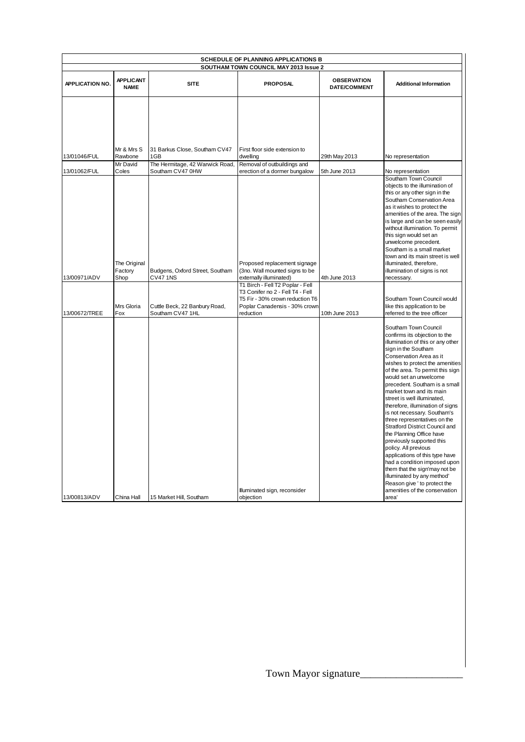| SCHEDULE OF PLANNING APPLICATIONS B<br>SOUTHAM TOWN COUNCIL MAY 2013 Issue 2 | | | | | |
|---|---|---|---|---|---|
| **APPLICATION NO.** | **APPLICANT NAME** | **SITE** | **PROPOSAL** | **OBSERVATION DATE/COMMENT** | **Additional Information** |
| 13/01046/FUL | Mr & Mrs S Rawbone | 31 Barkus Close, Southam CV47 1GB | First floor side extension to dwelling | 29th May 2013 | No representation |
| 13/01062/FUL | Mr David Coles | The Hermitage, 42 Warwick Road, Southam CV47 0HW | Removal of outbuildings and erection of a dormer bungalow | 5th June 2013 | No representation |
| 13/00971/ADV | The Original Factory Shop | Budgens, Oxford Street, Southam CV47 1NS | Proposed replacement signage (3no. Wall mounted signs to be externally illuminated) | 4th June 2013 | Southam Town Council objects to the illumination of this or any other sign in the Southam Conservation Area as it wishes to protect the amenities of the area. The sign is large and can be seen easily without illumination. To permit this sign would set an unwelcome precedent. Southam is a small market town and its main street is well illuminated, therefore, illumination of signs is not necessary. |
| 13/00672/TREE | Mrs Gloria Fox | Cuttle Beck, 22 Banbury Road, Southam CV47 1HL | T1 Birch - Fell T2 Poplar - Fell T3 Conifer no 2 - Fell T4 - Fell T5 Fir - 30% crown reduction T6 Poplar Canadensis - 30% crown reduction | 10th June 2013 | Southam Town Council would like this application to be referred to the tree officer |
| 13/00813/ADV | China Hall | 15 Market Hill, Southam | Illuminated sign, reconsider objection | | Southam Town Council confirms its objection to the illumination of this or any other sign in the Southam Conservation Area as it wishes to protect the amenities of the area. To permit this sign would set an unwelcome precedent. Southam is a small market town and its main street is well illuminated, therefore, illumination of signs is not necessary. Southam's three representatives on the Stratford District Council and the Planning Office have previously supported this policy. All previous applications of this type have had a condition imposed upon them that the sign'may not be illuminated by any method' Reason give ' to protect the amenities of the conservation area' |

Town Mayor signature___________________